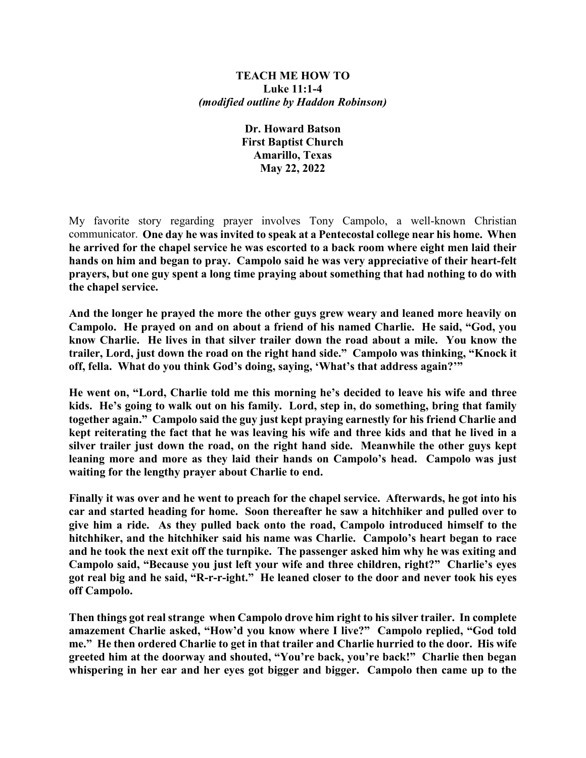**TEACH ME HOW TO**
**Luke 11:1-4**
***(modified outline by Haddon Robinson)***

**Dr. Howard Batson**
**First Baptist Church**
**Amarillo, Texas**
**May 22, 2022**

My favorite story regarding prayer involves Tony Campolo, a well-known Christian communicator. **One day he was invited to speak at a Pentecostal college near his home. When he arrived for the chapel service he was escorted to a back room where eight men laid their hands on him and began to pray. Campolo said he was very appreciative of their heart-felt prayers, but one guy spent a long time praying about something that had nothing to do with the chapel service.**

**And the longer he prayed the more the other guys grew weary and leaned more heavily on Campolo. He prayed on and on about a friend of his named Charlie. He said, "God, you know Charlie. He lives in that silver trailer down the road about a mile. You know the trailer, Lord, just down the road on the right hand side." Campolo was thinking, "Knock it off, fella. What do you think God's doing, saying, 'What's that address again?'"**

**He went on, "Lord, Charlie told me this morning he's decided to leave his wife and three kids. He's going to walk out on his family. Lord, step in, do something, bring that family together again." Campolo said the guy just kept praying earnestly for his friend Charlie and kept reiterating the fact that he was leaving his wife and three kids and that he lived in a silver trailer just down the road, on the right hand side. Meanwhile the other guys kept leaning more and more as they laid their hands on Campolo's head. Campolo was just waiting for the lengthy prayer about Charlie to end.**

**Finally it was over and he went to preach for the chapel service. Afterwards, he got into his car and started heading for home. Soon thereafter he saw a hitchhiker and pulled over to give him a ride. As they pulled back onto the road, Campolo introduced himself to the hitchhiker, and the hitchhiker said his name was Charlie. Campolo's heart began to race and he took the next exit off the turnpike. The passenger asked him why he was exiting and Campolo said, "Because you just left your wife and three children, right?" Charlie's eyes got real big and he said, "R-r-r-ight." He leaned closer to the door and never took his eyes off Campolo.**

**Then things got real strange when Campolo drove him right to his silver trailer. In complete amazement Charlie asked, "How'd you know where I live?" Campolo replied, "God told me." He then ordered Charlie to get in that trailer and Charlie hurried to the door. His wife greeted him at the doorway and shouted, "You're back, you're back!" Charlie then began whispering in her ear and her eyes got bigger and bigger. Campolo then came up to the**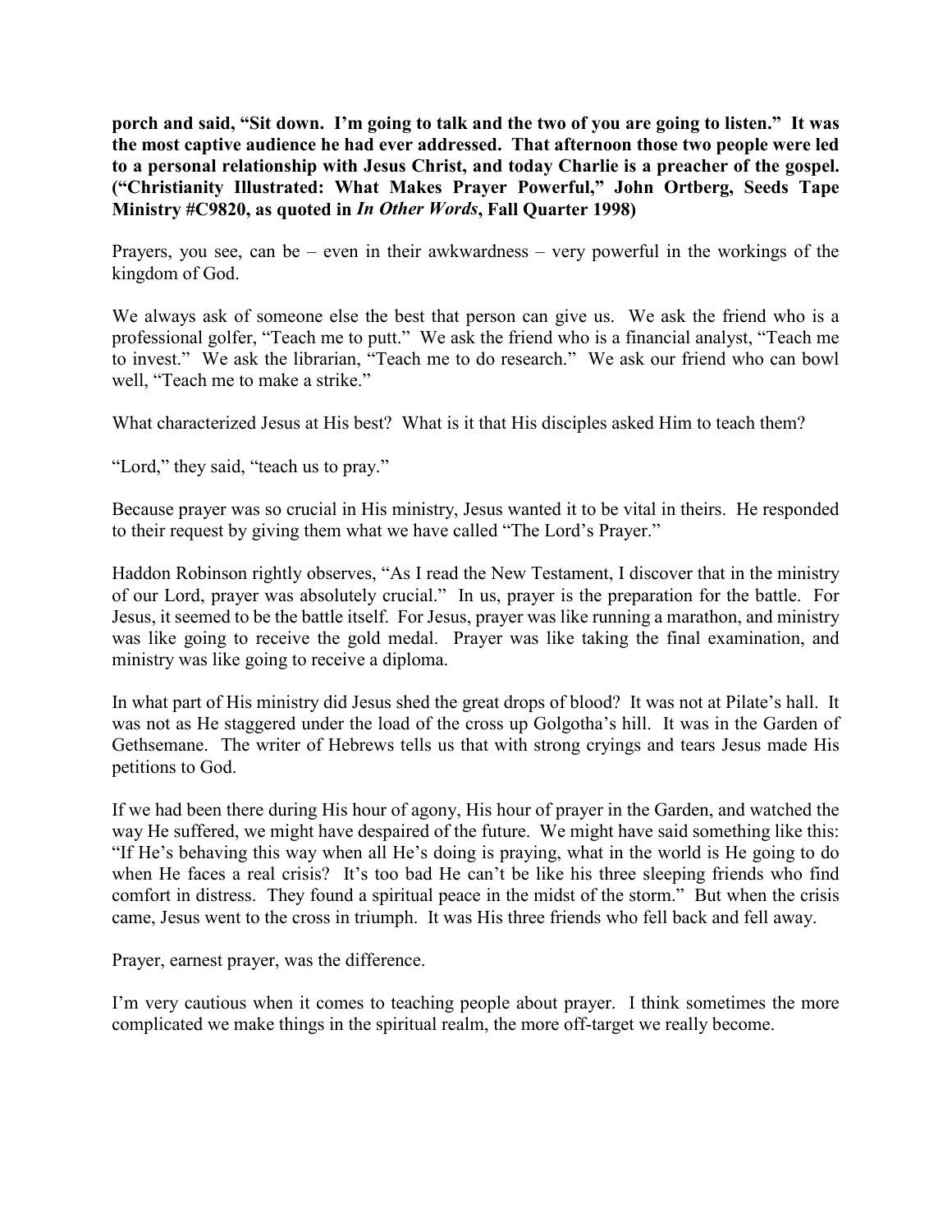**porch and said, "Sit down. I'm going to talk and the two of you are going to listen." It was the most captive audience he had ever addressed. That afternoon those two people were led to a personal relationship with Jesus Christ, and today Charlie is a preacher of the gospel. ("Christianity Illustrated: What Makes Prayer Powerful," John Ortberg, Seeds Tape Ministry #C9820, as quoted in *In Other Words*, Fall Quarter 1998)**

Prayers, you see, can be – even in their awkwardness – very powerful in the workings of the kingdom of God.

We always ask of someone else the best that person can give us. We ask the friend who is a professional golfer, "Teach me to putt." We ask the friend who is a financial analyst, "Teach me to invest." We ask the librarian, "Teach me to do research." We ask our friend who can bowl well, "Teach me to make a strike."

What characterized Jesus at His best? What is it that His disciples asked Him to teach them?

"Lord," they said, "teach us to pray."

Because prayer was so crucial in His ministry, Jesus wanted it to be vital in theirs. He responded to their request by giving them what we have called "The Lord's Prayer."

Haddon Robinson rightly observes, "As I read the New Testament, I discover that in the ministry of our Lord, prayer was absolutely crucial." In us, prayer is the preparation for the battle. For Jesus, it seemed to be the battle itself. For Jesus, prayer was like running a marathon, and ministry was like going to receive the gold medal. Prayer was like taking the final examination, and ministry was like going to receive a diploma.

In what part of His ministry did Jesus shed the great drops of blood? It was not at Pilate's hall. It was not as He staggered under the load of the cross up Golgotha's hill. It was in the Garden of Gethsemane. The writer of Hebrews tells us that with strong cryings and tears Jesus made His petitions to God.

If we had been there during His hour of agony, His hour of prayer in the Garden, and watched the way He suffered, we might have despaired of the future. We might have said something like this: "If He's behaving this way when all He's doing is praying, what in the world is He going to do when He faces a real crisis? It's too bad He can't be like his three sleeping friends who find comfort in distress. They found a spiritual peace in the midst of the storm." But when the crisis came, Jesus went to the cross in triumph. It was His three friends who fell back and fell away.

Prayer, earnest prayer, was the difference.

I'm very cautious when it comes to teaching people about prayer. I think sometimes the more complicated we make things in the spiritual realm, the more off-target we really become.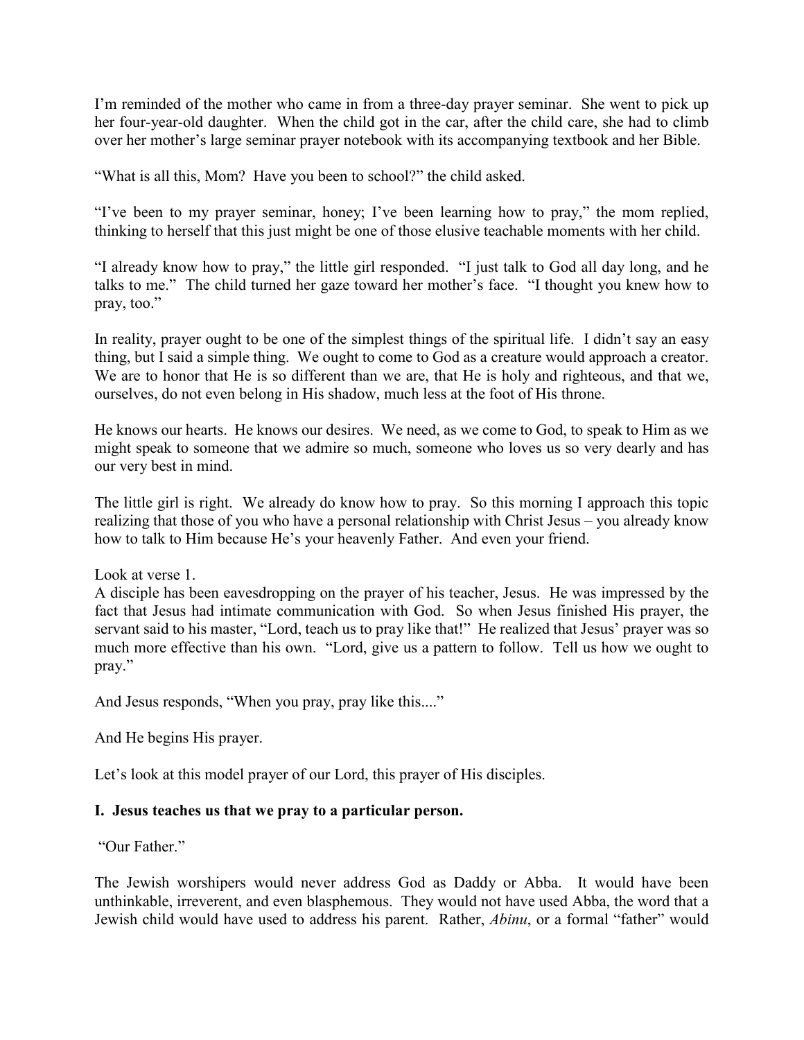I'm reminded of the mother who came in from a three-day prayer seminar. She went to pick up her four-year-old daughter. When the child got in the car, after the child care, she had to climb over her mother's large seminar prayer notebook with its accompanying textbook and her Bible.

"What is all this, Mom? Have you been to school?" the child asked.

"I've been to my prayer seminar, honey; I've been learning how to pray," the mom replied, thinking to herself that this just might be one of those elusive teachable moments with her child.

"I already know how to pray," the little girl responded. "I just talk to God all day long, and he talks to me." The child turned her gaze toward her mother's face. "I thought you knew how to pray, too."

In reality, prayer ought to be one of the simplest things of the spiritual life. I didn't say an easy thing, but I said a simple thing. We ought to come to God as a creature would approach a creator. We are to honor that He is so different than we are, that He is holy and righteous, and that we, ourselves, do not even belong in His shadow, much less at the foot of His throne.

He knows our hearts. He knows our desires. We need, as we come to God, to speak to Him as we might speak to someone that we admire so much, someone who loves us so very dearly and has our very best in mind.

The little girl is right. We already do know how to pray. So this morning I approach this topic realizing that those of you who have a personal relationship with Christ Jesus – you already know how to talk to Him because He's your heavenly Father. And even your friend.

Look at verse 1.
A disciple has been eavesdropping on the prayer of his teacher, Jesus. He was impressed by the fact that Jesus had intimate communication with God. So when Jesus finished His prayer, the servant said to his master, "Lord, teach us to pray like that!" He realized that Jesus' prayer was so much more effective than his own. "Lord, give us a pattern to follow. Tell us how we ought to pray."

And Jesus responds, "When you pray, pray like this...."

And He begins His prayer.

Let's look at this model prayer of our Lord, this prayer of His disciples.

**I. Jesus teaches us that we pray to a particular person.**

"Our Father."

The Jewish worshipers would never address God as Daddy or Abba. It would have been unthinkable, irreverent, and even blasphemous. They would not have used Abba, the word that a Jewish child would have used to address his parent. Rather, *Abinu*, or a formal "father" would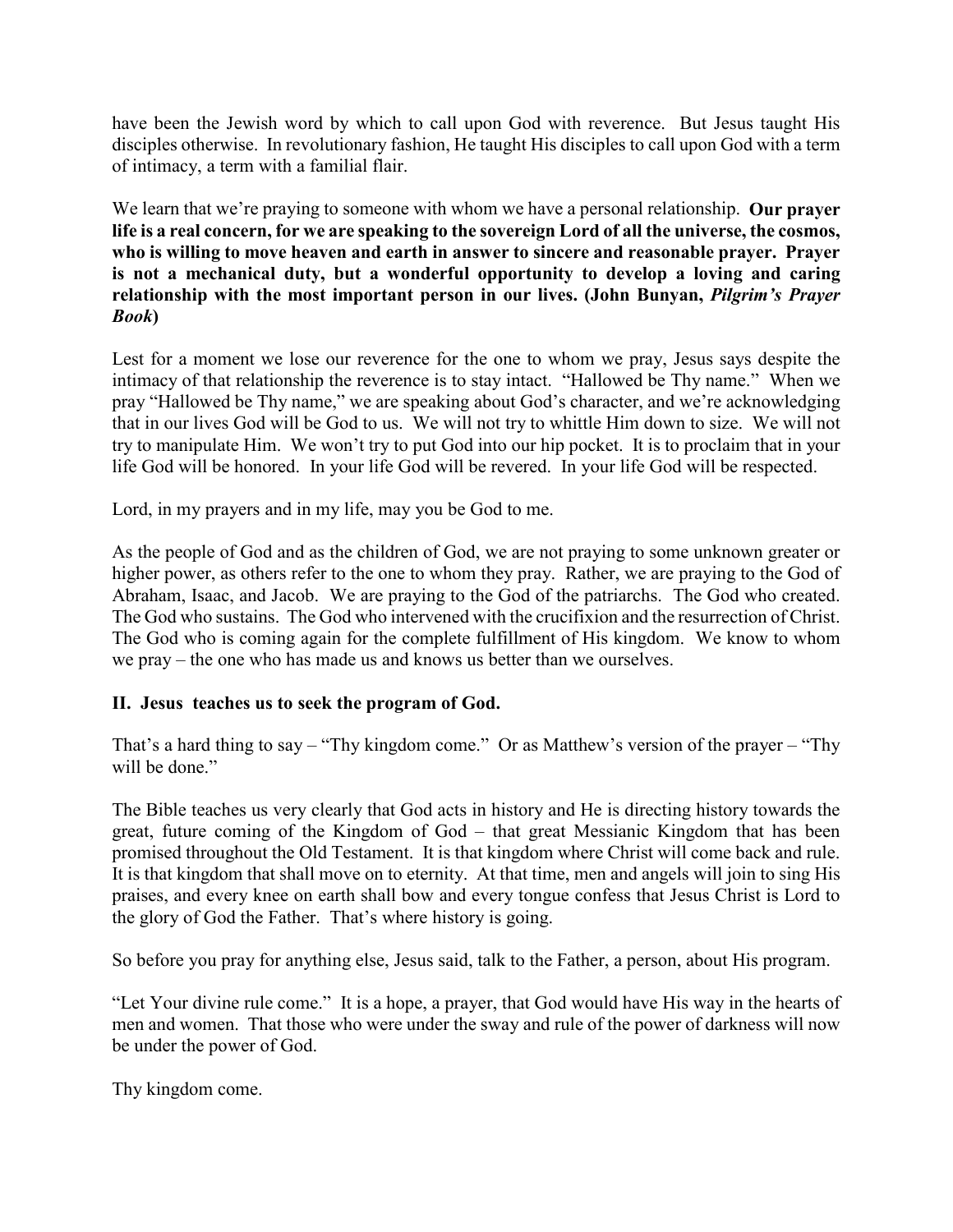have been the Jewish word by which to call upon God with reverence. But Jesus taught His disciples otherwise. In revolutionary fashion, He taught His disciples to call upon God with a term of intimacy, a term with a familial flair.

We learn that we're praying to someone with whom we have a personal relationship. **Our prayer life is a real concern, for we are speaking to the sovereign Lord of all the universe, the cosmos, who is willing to move heaven and earth in answer to sincere and reasonable prayer. Prayer is not a mechanical duty, but a wonderful opportunity to develop a loving and caring relationship with the most important person in our lives. (John Bunyan, *Pilgrim's Prayer Book*)**

Lest for a moment we lose our reverence for the one to whom we pray, Jesus says despite the intimacy of that relationship the reverence is to stay intact. "Hallowed be Thy name." When we pray "Hallowed be Thy name," we are speaking about God's character, and we're acknowledging that in our lives God will be God to us. We will not try to whittle Him down to size. We will not try to manipulate Him. We won't try to put God into our hip pocket. It is to proclaim that in your life God will be honored. In your life God will be revered. In your life God will be respected.

Lord, in my prayers and in my life, may you be God to me.

As the people of God and as the children of God, we are not praying to some unknown greater or higher power, as others refer to the one to whom they pray. Rather, we are praying to the God of Abraham, Isaac, and Jacob. We are praying to the God of the patriarchs. The God who created. The God who sustains. The God who intervened with the crucifixion and the resurrection of Christ. The God who is coming again for the complete fulfillment of His kingdom. We know to whom we pray – the one who has made us and knows us better than we ourselves.

## II. Jesus teaches us to seek the program of God.

That's a hard thing to say – "Thy kingdom come." Or as Matthew's version of the prayer – "Thy will be done."

The Bible teaches us very clearly that God acts in history and He is directing history towards the great, future coming of the Kingdom of God – that great Messianic Kingdom that has been promised throughout the Old Testament. It is that kingdom where Christ will come back and rule. It is that kingdom that shall move on to eternity. At that time, men and angels will join to sing His praises, and every knee on earth shall bow and every tongue confess that Jesus Christ is Lord to the glory of God the Father. That's where history is going.

So before you pray for anything else, Jesus said, talk to the Father, a person, about His program.

"Let Your divine rule come." It is a hope, a prayer, that God would have His way in the hearts of men and women. That those who were under the sway and rule of the power of darkness will now be under the power of God.

Thy kingdom come.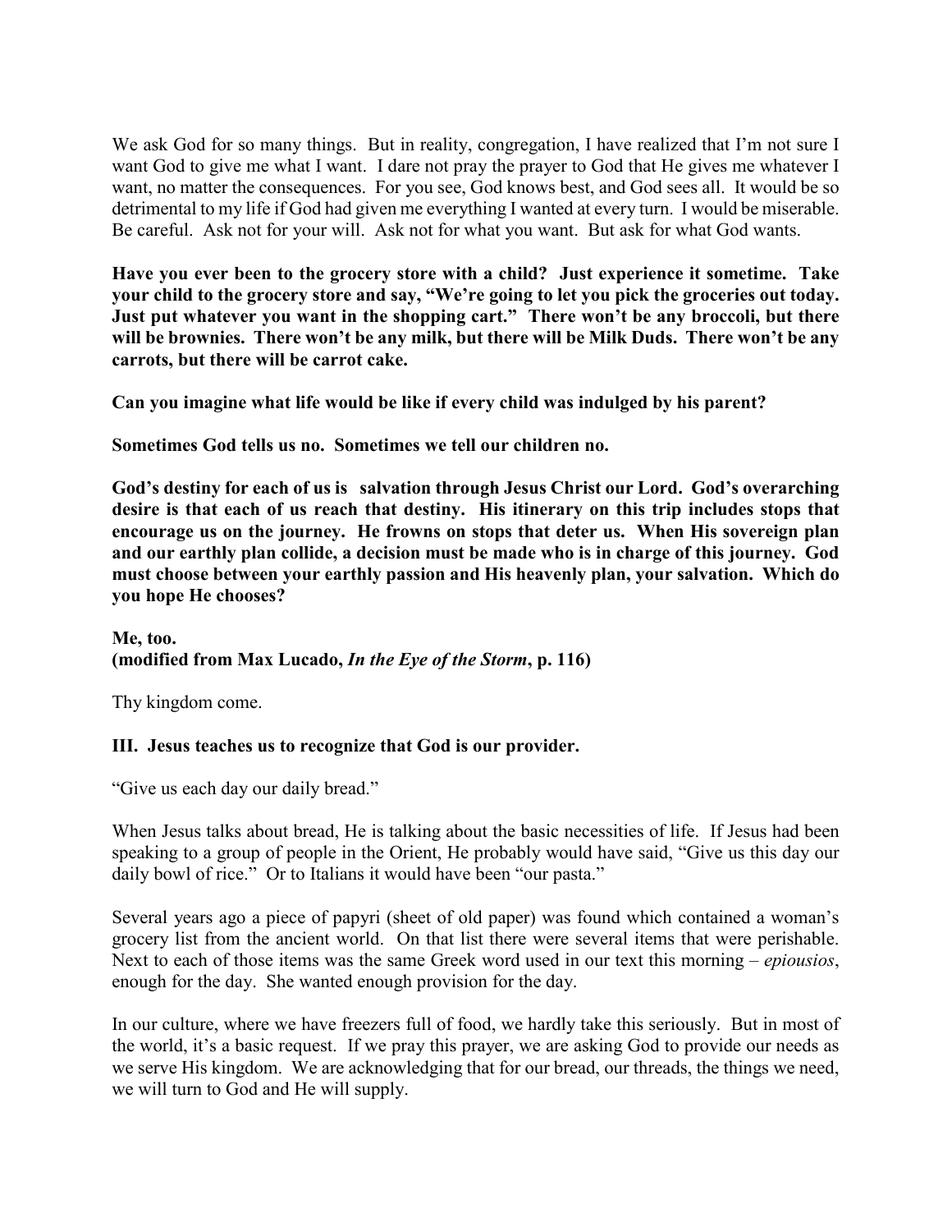We ask God for so many things. But in reality, congregation, I have realized that I'm not sure I want God to give me what I want. I dare not pray the prayer to God that He gives me whatever I want, no matter the consequences. For you see, God knows best, and God sees all. It would be so detrimental to my life if God had given me everything I wanted at every turn. I would be miserable. Be careful. Ask not for your will. Ask not for what you want. But ask for what God wants.

**Have you ever been to the grocery store with a child? Just experience it sometime. Take your child to the grocery store and say, "We're going to let you pick the groceries out today. Just put whatever you want in the shopping cart." There won't be any broccoli, but there will be brownies. There won't be any milk, but there will be Milk Duds. There won't be any carrots, but there will be carrot cake.**

**Can you imagine what life would be like if every child was indulged by his parent?**

**Sometimes God tells us no. Sometimes we tell our children no.**

**God's destiny for each of us is salvation through Jesus Christ our Lord. God's overarching desire is that each of us reach that destiny. His itinerary on this trip includes stops that encourage us on the journey. He frowns on stops that deter us. When His sovereign plan and our earthly plan collide, a decision must be made who is in charge of this journey. God must choose between your earthly passion and His heavenly plan, your salvation. Which do you hope He chooses?**

**Me, too.**
**(modified from Max Lucado, *In the Eye of the Storm*, p. 116)**

Thy kingdom come.

**III. Jesus teaches us to recognize that God is our provider.**

"Give us each day our daily bread."

When Jesus talks about bread, He is talking about the basic necessities of life. If Jesus had been speaking to a group of people in the Orient, He probably would have said, "Give us this day our daily bowl of rice." Or to Italians it would have been "our pasta."

Several years ago a piece of papyri (sheet of old paper) was found which contained a woman's grocery list from the ancient world. On that list there were several items that were perishable. Next to each of those items was the same Greek word used in our text this morning – *epiousios*, enough for the day. She wanted enough provision for the day.

In our culture, where we have freezers full of food, we hardly take this seriously. But in most of the world, it's a basic request. If we pray this prayer, we are asking God to provide our needs as we serve His kingdom. We are acknowledging that for our bread, our threads, the things we need, we will turn to God and He will supply.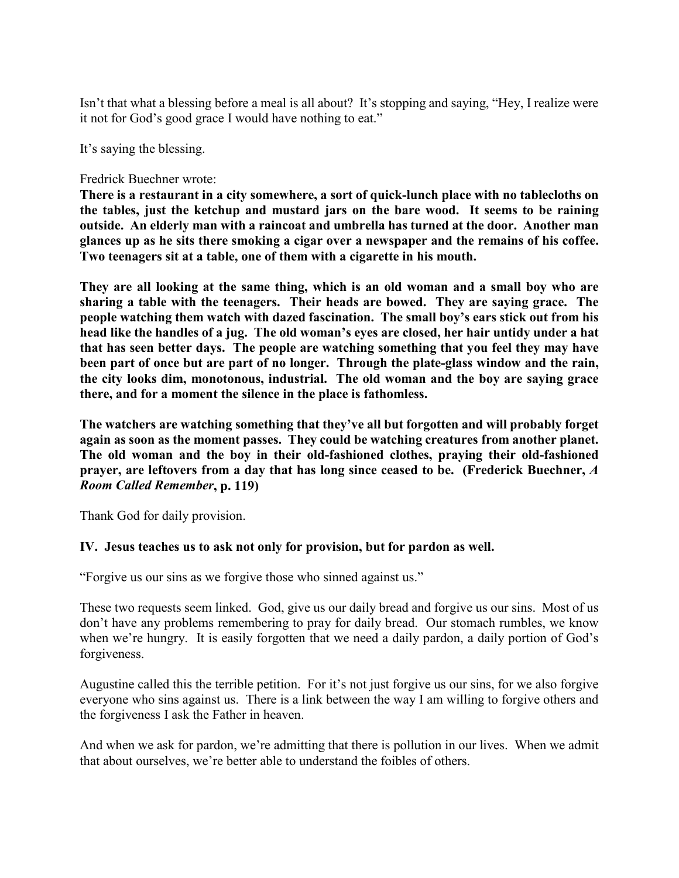Isn't that what a blessing before a meal is all about? It's stopping and saying, "Hey, I realize were it not for God's good grace I would have nothing to eat."

It's saying the blessing.

Fredrick Buechner wrote:
**There is a restaurant in a city somewhere, a sort of quick-lunch place with no tablecloths on the tables, just the ketchup and mustard jars on the bare wood. It seems to be raining outside. An elderly man with a raincoat and umbrella has turned at the door. Another man glances up as he sits there smoking a cigar over a newspaper and the remains of his coffee. Two teenagers sit at a table, one of them with a cigarette in his mouth.**

**They are all looking at the same thing, which is an old woman and a small boy who are sharing a table with the teenagers. Their heads are bowed. They are saying grace. The people watching them watch with dazed fascination. The small boy's ears stick out from his head like the handles of a jug. The old woman's eyes are closed, her hair untidy under a hat that has seen better days. The people are watching something that you feel they may have been part of once but are part of no longer. Through the plate-glass window and the rain, the city looks dim, monotonous, industrial. The old woman and the boy are saying grace there, and for a moment the silence in the place is fathomless.**

**The watchers are watching something that they've all but forgotten and will probably forget again as soon as the moment passes. They could be watching creatures from another planet. The old woman and the boy in their old-fashioned clothes, praying their old-fashioned prayer, are leftovers from a day that has long since ceased to be. (Frederick Buechner, *A Room Called Remember*, p. 119)**

Thank God for daily provision.

**IV. Jesus teaches us to ask not only for provision, but for pardon as well.**

"Forgive us our sins as we forgive those who sinned against us."

These two requests seem linked. God, give us our daily bread and forgive us our sins. Most of us don't have any problems remembering to pray for daily bread. Our stomach rumbles, we know when we're hungry. It is easily forgotten that we need a daily pardon, a daily portion of God's forgiveness.

Augustine called this the terrible petition. For it's not just forgive us our sins, for we also forgive everyone who sins against us. There is a link between the way I am willing to forgive others and the forgiveness I ask the Father in heaven.

And when we ask for pardon, we're admitting that there is pollution in our lives. When we admit that about ourselves, we're better able to understand the foibles of others.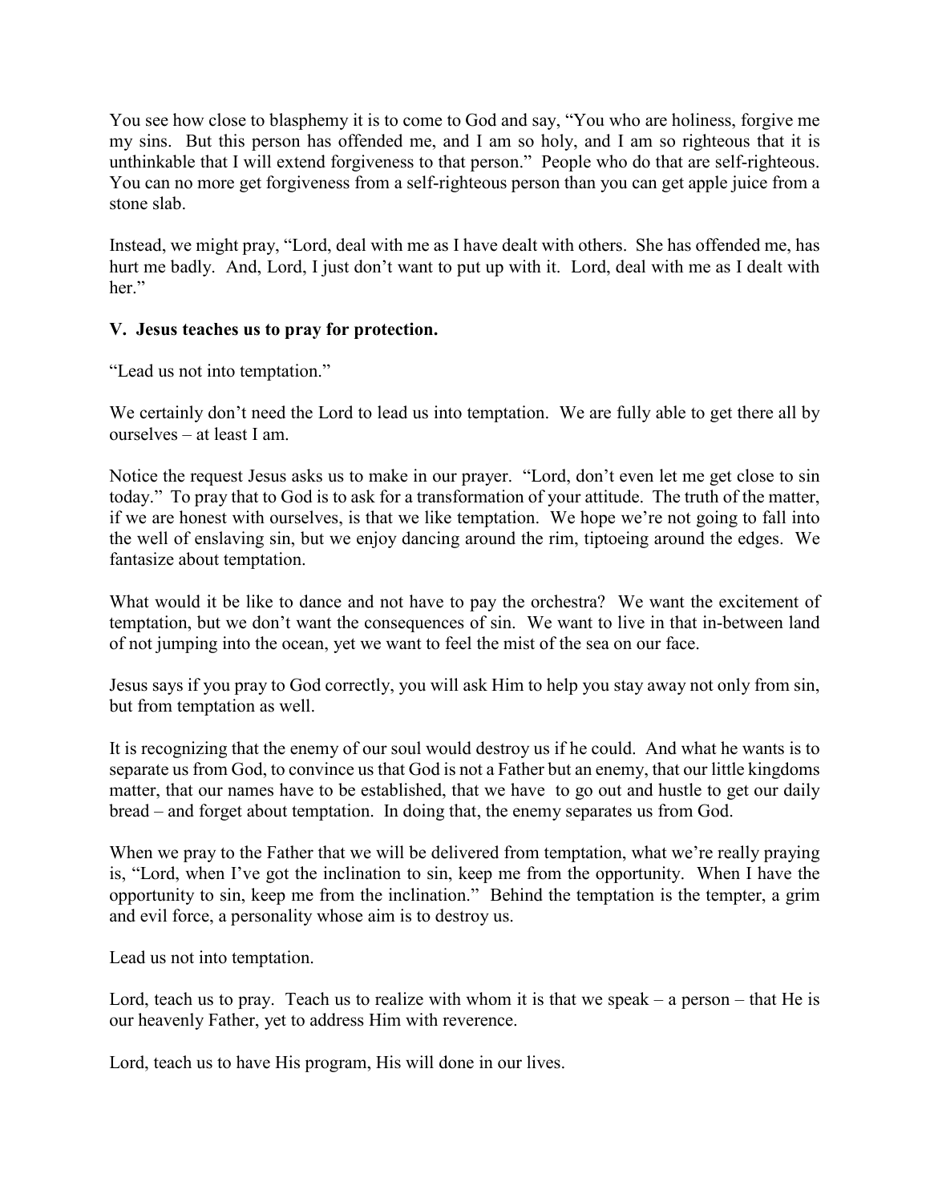You see how close to blasphemy it is to come to God and say, "You who are holiness, forgive me my sins. But this person has offended me, and I am so holy, and I am so righteous that it is unthinkable that I will extend forgiveness to that person." People who do that are self-righteous. You can no more get forgiveness from a self-righteous person than you can get apple juice from a stone slab.

Instead, we might pray, "Lord, deal with me as I have dealt with others. She has offended me, has hurt me badly. And, Lord, I just don't want to put up with it. Lord, deal with me as I dealt with her."

**V. Jesus teaches us to pray for protection.**

"Lead us not into temptation."

We certainly don't need the Lord to lead us into temptation. We are fully able to get there all by ourselves – at least I am.

Notice the request Jesus asks us to make in our prayer. "Lord, don't even let me get close to sin today." To pray that to God is to ask for a transformation of your attitude. The truth of the matter, if we are honest with ourselves, is that we like temptation. We hope we're not going to fall into the well of enslaving sin, but we enjoy dancing around the rim, tiptoeing around the edges. We fantasize about temptation.

What would it be like to dance and not have to pay the orchestra? We want the excitement of temptation, but we don't want the consequences of sin. We want to live in that in-between land of not jumping into the ocean, yet we want to feel the mist of the sea on our face.

Jesus says if you pray to God correctly, you will ask Him to help you stay away not only from sin, but from temptation as well.

It is recognizing that the enemy of our soul would destroy us if he could. And what he wants is to separate us from God, to convince us that God is not a Father but an enemy, that our little kingdoms matter, that our names have to be established, that we have to go out and hustle to get our daily bread – and forget about temptation. In doing that, the enemy separates us from God.

When we pray to the Father that we will be delivered from temptation, what we're really praying is, "Lord, when I've got the inclination to sin, keep me from the opportunity. When I have the opportunity to sin, keep me from the inclination." Behind the temptation is the tempter, a grim and evil force, a personality whose aim is to destroy us.

Lead us not into temptation.

Lord, teach us to pray. Teach us to realize with whom it is that we speak – a person – that He is our heavenly Father, yet to address Him with reverence.

Lord, teach us to have His program, His will done in our lives.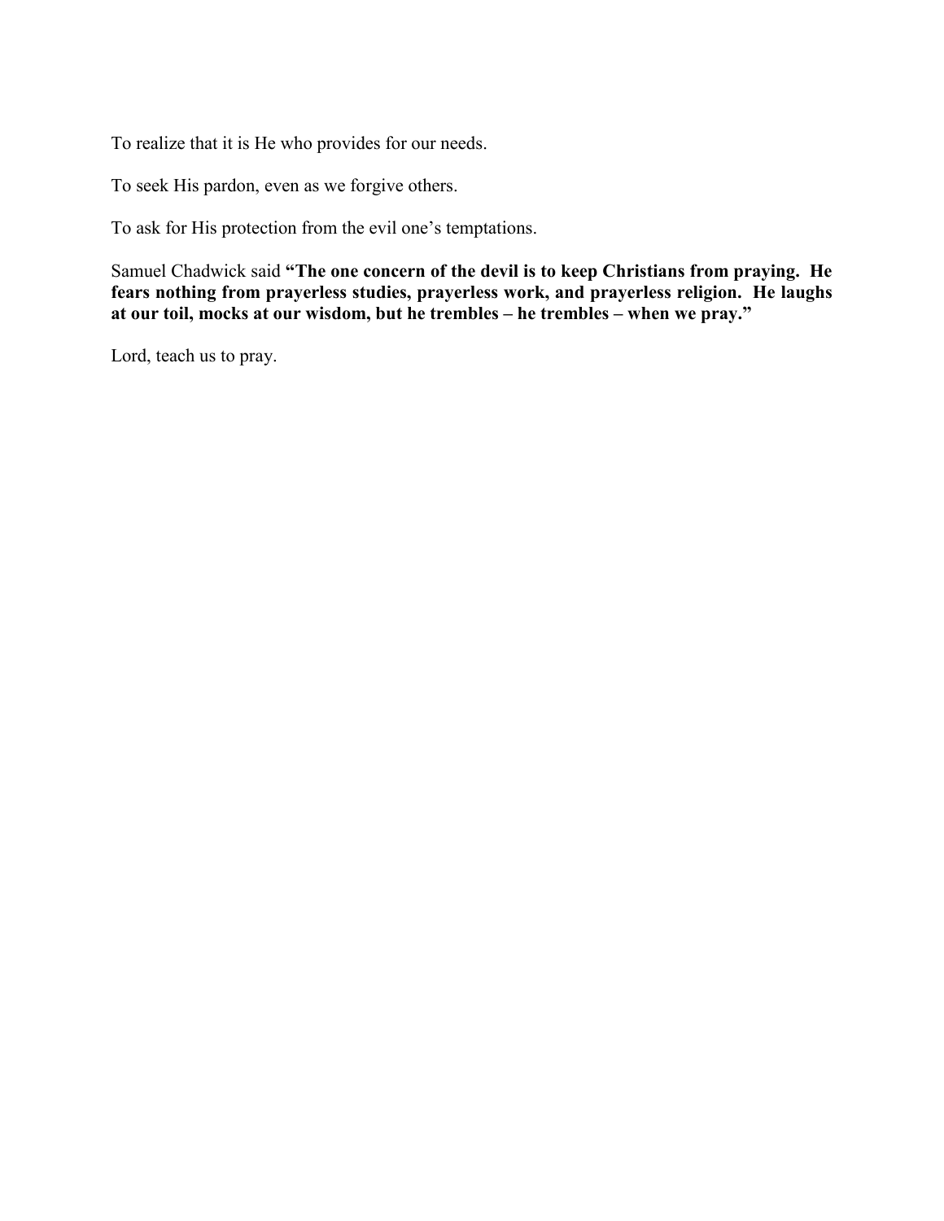To realize that it is He who provides for our needs.

To seek His pardon, even as we forgive others.

To ask for His protection from the evil one's temptations.

Samuel Chadwick said **"The one concern of the devil is to keep Christians from praying. He fears nothing from prayerless studies, prayerless work, and prayerless religion. He laughs at our toil, mocks at our wisdom, but he trembles – he trembles – when we pray."**

Lord, teach us to pray.